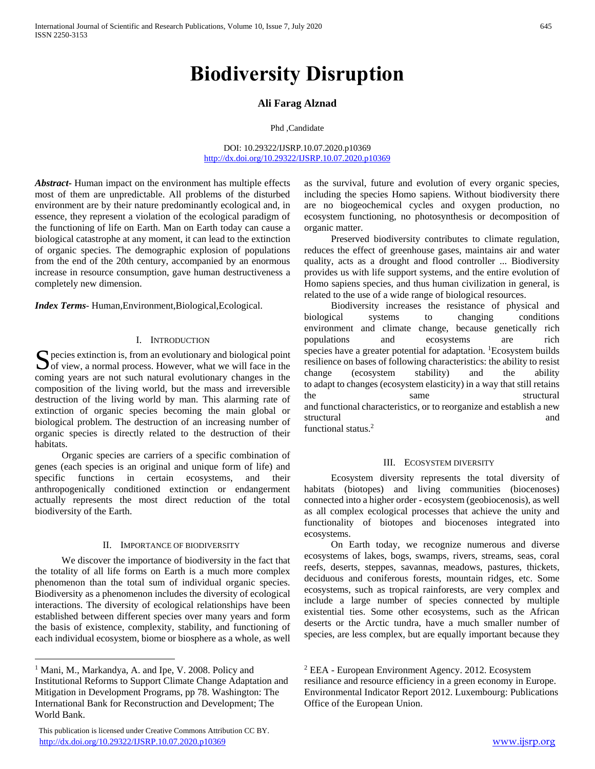# Biodiversity Disruption

**Ali Farag Alznad**

Phd ,Candidate

DOI: 10.29322/IJSRP.10.07.2020.p10369
http://dx.doi.org/10.29322/IJSRP.10.07.2020.p10369

***Abstract*-** Human impact on the environment has multiple effects most of them are unpredictable. All problems of the disturbed environment are by their nature predominantly ecological and, in essence, they represent a violation of the ecological paradigm of the functioning of life on Earth. Man on Earth today can cause a biological catastrophe at any moment, it can lead to the extinction of organic species. The demographic explosion of populations from the end of the 20th century, accompanied by an enormous increase in resource consumption, gave human destructiveness a completely new dimension.

***Index Terms*-** Human,Environment,Biological,Ecological.

## I. Introduction

Species extinction is, from an evolutionary and biological point of view, a normal process. However, what we will face in the coming years are not such natural evolutionary changes in the composition of the living world, but the mass and irreversible destruction of the living world by man. This alarming rate of extinction of organic species becoming the main global or biological problem. The destruction of an increasing number of organic species is directly related to the destruction of their habitats.

Organic species are carriers of a specific combination of genes (each species is an original and unique form of life) and specific functions in certain ecosystems, and their anthropogenically conditioned extinction or endangerment actually represents the most direct reduction of the total biodiversity of the Earth.

## II. Importance of Biodiversity

We discover the importance of biodiversity in the fact that the totality of all life forms on Earth is a much more complex phenomenon than the total sum of individual organic species. Biodiversity as a phenomenon includes the diversity of ecological interactions. The diversity of ecological relationships have been established between different species over many years and form the basis of existence, complexity, stability, and functioning of each individual ecosystem, biome or biosphere as a whole, as well as the survival, future and evolution of every organic species, including the species Homo sapiens. Without biodiversity there are no biogeochemical cycles and oxygen production, no ecosystem functioning, no photosynthesis or decomposition of organic matter.

Preserved biodiversity contributes to climate regulation, reduces the effect of greenhouse gases, maintains air and water quality, acts as a drought and flood controller ... Biodiversity provides us with life support systems, and the entire evolution of Homo sapiens species, and thus human civilization in general, is related to the use of a wide range of biological resources.

Biodiversity increases the resistance of physical and biological systems to changing conditions environment and climate change, because genetically rich populations and ecosystems are rich species have a greater potential for adaptation. [1]Ecosystem builds resilience on bases of following characteristics: the ability to resist change (ecosystem stability) and the ability to adapt to changes (ecosystem elasticity) in a way that still retains the same structural and functional characteristics, or to reorganize and establish a new structural and functional status.[2]

## III. Ecosystem Diversity

Ecosystem diversity represents the total diversity of habitats (biotopes) and living communities (biocenoses) connected into a higher order - ecosystem (geobiocenosis), as well as all complex ecological processes that achieve the unity and functionality of biotopes and biocenoses integrated into ecosystems.

On Earth today, we recognize numerous and diverse ecosystems of lakes, bogs, swamps, rivers, streams, seas, coral reefs, deserts, steppes, savannas, meadows, pastures, thickets, deciduous and coniferous forests, mountain ridges, etc. Some ecosystems, such as tropical rainforests, are very complex and include a large number of species connected by multiple existential ties. Some other ecosystems, such as the African deserts or the Arctic tundra, have a much smaller number of species, are less complex, but are equally important because they

---

[1] Mani, M., Markandya, A. and Ipe, V. 2008. Policy and Institutional Reforms to Support Climate Change Adaptation and Mitigation in Development Programs, pp 78. Washington: The International Bank for Reconstruction and Development; The World Bank.

[2] EEA - European Environment Agency. 2012. Ecosystem resiliance and resource efficiency in a green economy in Europe. Environmental Indicator Report 2012. Luxembourg: Publications Office of the European Union.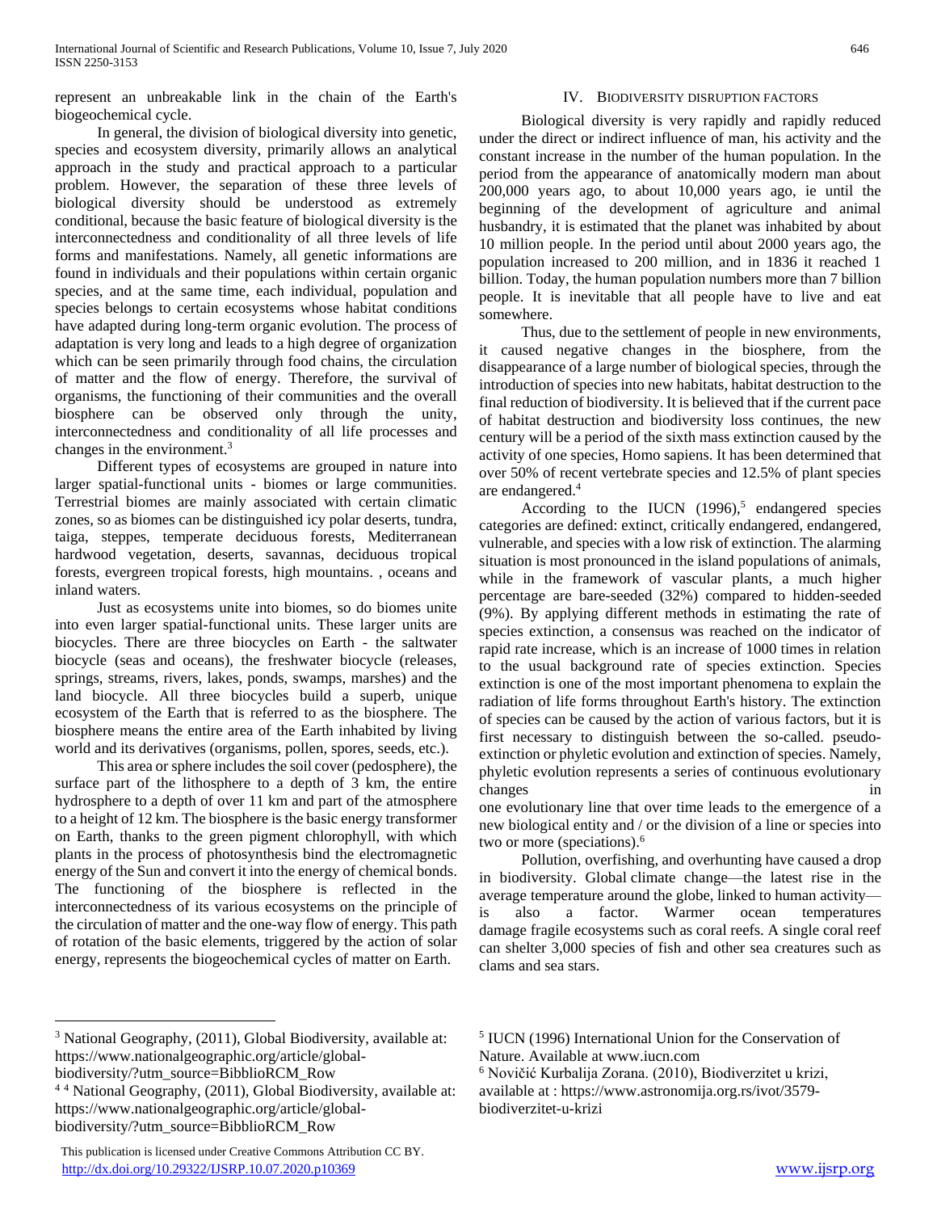represent an unbreakable link in the chain of the Earth's biogeochemical cycle.

In general, the division of biological diversity into genetic, species and ecosystem diversity, primarily allows an analytical approach in the study and practical approach to a particular problem. However, the separation of these three levels of biological diversity should be understood as extremely conditional, because the basic feature of biological diversity is the interconnectedness and conditionality of all three levels of life forms and manifestations. Namely, all genetic informations are found in individuals and their populations within certain organic species, and at the same time, each individual, population and species belongs to certain ecosystems whose habitat conditions have adapted during long-term organic evolution. The process of adaptation is very long and leads to a high degree of organization which can be seen primarily through food chains, the circulation of matter and the flow of energy. Therefore, the survival of organisms, the functioning of their communities and the overall biosphere can be observed only through the unity, interconnectedness and conditionality of all life processes and changes in the environment.[3]

Different types of ecosystems are grouped in nature into larger spatial-functional units - biomes or large communities. Terrestrial biomes are mainly associated with certain climatic zones, so as biomes can be distinguished icy polar deserts, tundra, taiga, steppes, temperate deciduous forests, Mediterranean hardwood vegetation, deserts, savannas, deciduous tropical forests, evergreen tropical forests, high mountains. , oceans and inland waters.

Just as ecosystems unite into biomes, so do biomes unite into even larger spatial-functional units. These larger units are biocycles. There are three biocycles on Earth - the saltwater biocycle (seas and oceans), the freshwater biocycle (releases, springs, streams, rivers, lakes, ponds, swamps, marshes) and the land biocycle. All three biocycles build a superb, unique ecosystem of the Earth that is referred to as the biosphere. The biosphere means the entire area of the Earth inhabited by living world and its derivatives (organisms, pollen, spores, seeds, etc.).

This area or sphere includes the soil cover (pedosphere), the surface part of the lithosphere to a depth of 3 km, the entire hydrosphere to a depth of over 11 km and part of the atmosphere to a height of 12 km. The biosphere is the basic energy transformer on Earth, thanks to the green pigment chlorophyll, with which plants in the process of photosynthesis bind the electromagnetic energy of the Sun and convert it into the energy of chemical bonds. The functioning of the biosphere is reflected in the interconnectedness of its various ecosystems on the principle of the circulation of matter and the one-way flow of energy. This path of rotation of the basic elements, triggered by the action of solar energy, represents the biogeochemical cycles of matter on Earth.

## IV. Biodiversity disruption factors

Biological diversity is very rapidly and rapidly reduced under the direct or indirect influence of man, his activity and the constant increase in the number of the human population. In the period from the appearance of anatomically modern man about 200,000 years ago, to about 10,000 years ago, ie until the beginning of the development of agriculture and animal husbandry, it is estimated that the planet was inhabited by about 10 million people. In the period until about 2000 years ago, the population increased to 200 million, and in 1836 it reached 1 billion. Today, the human population numbers more than 7 billion people. It is inevitable that all people have to live and eat somewhere.

Thus, due to the settlement of people in new environments, it caused negative changes in the biosphere, from the disappearance of a large number of biological species, through the introduction of species into new habitats, habitat destruction to the final reduction of biodiversity. It is believed that if the current pace of habitat destruction and biodiversity loss continues, the new century will be a period of the sixth mass extinction caused by the activity of one species, Homo sapiens. It has been determined that over 50% of recent vertebrate species and 12.5% of plant species are endangered.[4]

According to the IUCN (1996),[5] endangered species categories are defined: extinct, critically endangered, endangered, vulnerable, and species with a low risk of extinction. The alarming situation is most pronounced in the island populations of animals, while in the framework of vascular plants, a much higher percentage are bare-seeded (32%) compared to hidden-seeded (9%). By applying different methods in estimating the rate of species extinction, a consensus was reached on the indicator of rapid rate increase, which is an increase of 1000 times in relation to the usual background rate of species extinction. Species extinction is one of the most important phenomena to explain the radiation of life forms throughout Earth's history. The extinction of species can be caused by the action of various factors, but it is first necessary to distinguish between the so-called. pseudo-extinction or phyletic evolution and extinction of species. Namely, phyletic evolution represents a series of continuous evolutionary changes in one evolutionary line that over time leads to the emergence of a new biological entity and / or the division of a line or species into two or more (speciations).[6]

Pollution, overfishing, and overhunting have caused a drop in biodiversity. Global climate change—the latest rise in the average temperature around the globe, linked to human activity—is also a factor. Warmer ocean temperatures damage fragile ecosystems such as coral reefs. A single coral reef can shelter 3,000 species of fish and other sea creatures such as clams and sea stars.

---

[3] National Geography, (2011), Global Biodiversity, available at: https://www.nationalgeographic.org/article/global-biodiversity/?utm_source=BibblioRCM_Row

[4] National Geography, (2011), Global Biodiversity, available at: https://www.nationalgeographic.org/article/global-biodiversity/?utm_source=BibblioRCM_Row

[5] IUCN (1996) International Union for the Conservation of Nature. Available at www.iucn.com

[6] Novičić Kurbalija Zorana. (2010), Biodiverzitet u krizi, available at : https://www.astronomija.org.rs/ivot/3579-biodiverzitet-u-krizi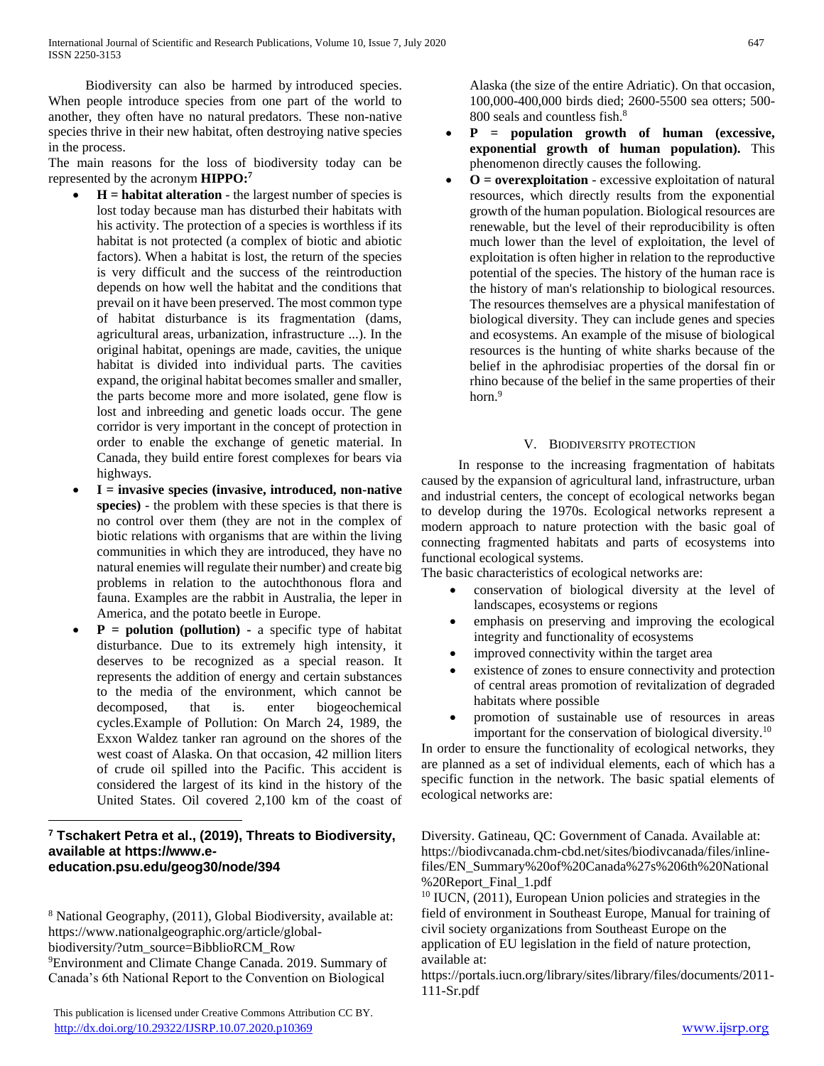Biodiversity can also be harmed by introduced species. When people introduce species from one part of the world to another, they often have no natural predators. These non-native species thrive in their new habitat, often destroying native species in the process.

The main reasons for the loss of biodiversity today can be represented by the acronym **HIPPO:**[7]

- **H = habitat alteration** - the largest number of species is lost today because man has disturbed their habitats with his activity. The protection of a species is worthless if its habitat is not protected (a complex of biotic and abiotic factors). When a habitat is lost, the return of the species is very difficult and the success of the reintroduction depends on how well the habitat and the conditions that prevail on it have been preserved. The most common type of habitat disturbance is its fragmentation (dams, agricultural areas, urbanization, infrastructure ...). In the original habitat, openings are made, cavities, the unique habitat is divided into individual parts. The cavities expand, the original habitat becomes smaller and smaller, the parts become more and more isolated, gene flow is lost and inbreeding and genetic loads occur. The gene corridor is very important in the concept of protection in order to enable the exchange of genetic material. In Canada, they build entire forest complexes for bears via highways.
- **I = invasive species (invasive, introduced, non-native species)** - the problem with these species is that there is no control over them (they are not in the complex of biotic relations with organisms that are within the living communities in which they are introduced, they have no natural enemies will regulate their number) and create big problems in relation to the autochthonous flora and fauna. Examples are the rabbit in Australia, the leper in America, and the potato beetle in Europe.
- **P = polution (pollution)** - a specific type of habitat disturbance. Due to its extremely high intensity, it deserves to be recognized as a special reason. It represents the addition of energy and certain substances to the media of the environment, which cannot be decomposed, that is. enter biogeochemical cycles.Example of Pollution: On March 24, 1989, the Exxon Waldez tanker ran aground on the shores of the west coast of Alaska. On that occasion, 42 million liters of crude oil spilled into the Pacific. This accident is considered the largest of its kind in the history of the United States. Oil covered 2,100 km of the coast of Alaska (the size of the entire Adriatic). On that occasion, 100,000-400,000 birds died; 2600-5500 sea otters; 500-800 seals and countless fish.[8]
- **P = population growth of human (excessive, exponential growth of human population).** This phenomenon directly causes the following.
- **O = overexploitation** - excessive exploitation of natural resources, which directly results from the exponential growth of the human population. Biological resources are renewable, but the level of their reproducibility is often much lower than the level of exploitation, the level of exploitation is often higher in relation to the reproductive potential of the species. The history of the human race is the history of man's relationship to biological resources. The resources themselves are a physical manifestation of biological diversity. They can include genes and species and ecosystems. An example of the misuse of biological resources is the hunting of white sharks because of the belief in the aphrodisiac properties of the dorsal fin or rhino because of the belief in the same properties of their horn.[9]

## V. Biodiversity protection

In response to the increasing fragmentation of habitats caused by the expansion of agricultural land, infrastructure, urban and industrial centers, the concept of ecological networks began to develop during the 1970s. Ecological networks represent a modern approach to nature protection with the basic goal of connecting fragmented habitats and parts of ecosystems into functional ecological systems.

The basic characteristics of ecological networks are:

- conservation of biological diversity at the level of landscapes, ecosystems or regions
- emphasis on preserving and improving the ecological integrity and functionality of ecosystems
- improved connectivity within the target area
- existence of zones to ensure connectivity and protection of central areas promotion of revitalization of degraded habitats where possible
- promotion of sustainable use of resources in areas important for the conservation of biological diversity.[10]

In order to ensure the functionality of ecological networks, they are planned as a set of individual elements, each of which has a specific function in the network. The basic spatial elements of ecological networks are:

---

[7] **Tschakert Petra et al., (2019), Threats to Biodiversity, available at https://www.e-education.psu.edu/geog30/node/394**

[8] National Geography, (2011), Global Biodiversity, available at: https://www.nationalgeographic.org/article/global-biodiversity/?utm_source=BibblioRCM_Row

[9] Environment and Climate Change Canada. 2019. Summary of Canada's 6th National Report to the Convention on Biological Diversity. Gatineau, QC: Government of Canada. Available at: https://biodivcanada.chm-cbd.net/sites/biodivcanada/files/inline-files/EN_Summary%20of%20Canada%27s%206th%20National%20Report_Final_1.pdf

[10] IUCN, (2011), European Union policies and strategies in the field of environment in Southeast Europe, Manual for training of civil society organizations from Southeast Europe on the application of EU legislation in the field of nature protection, available at: https://portals.iucn.org/library/sites/library/files/documents/2011-111-Sr.pdf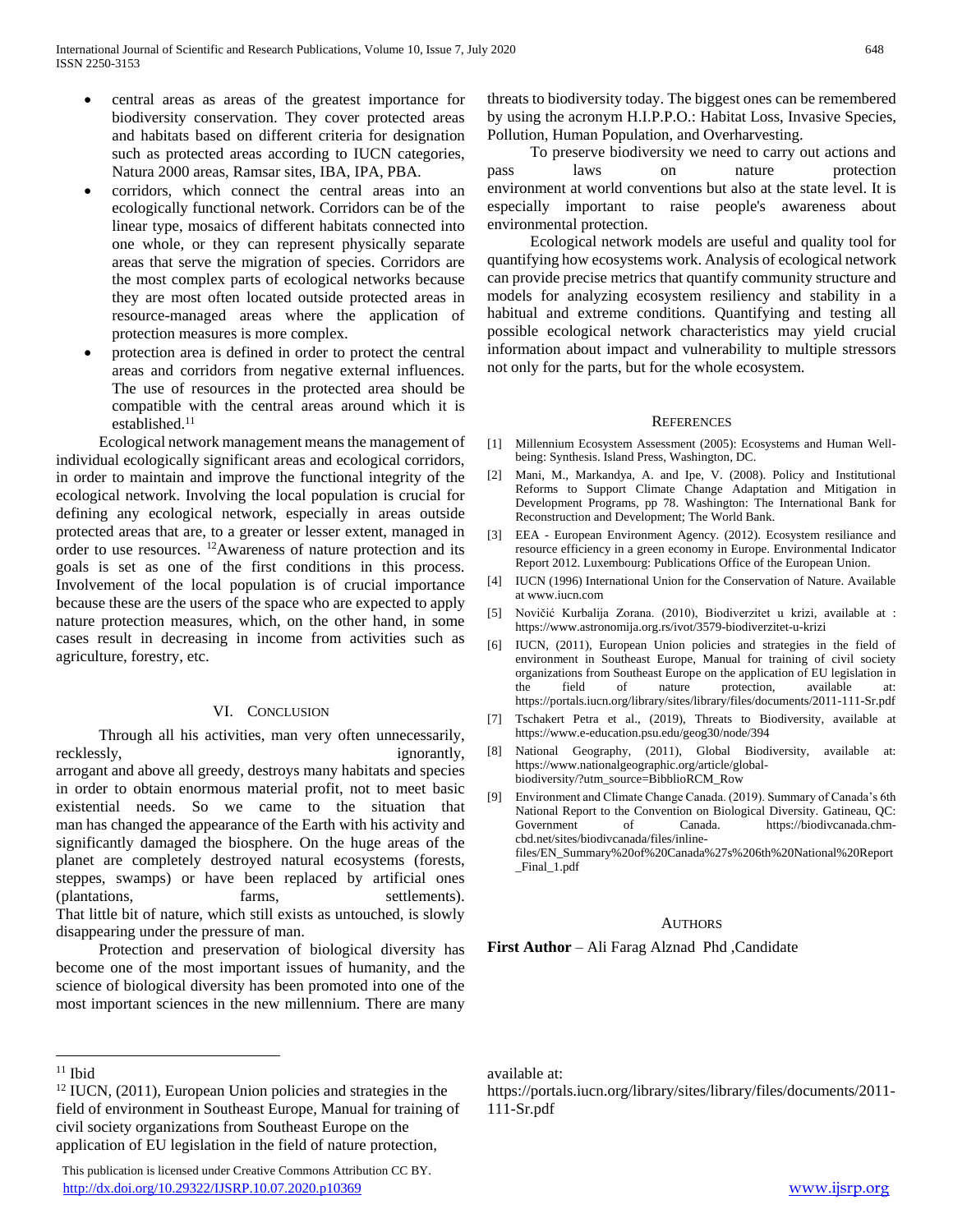- central areas as areas of the greatest importance for biodiversity conservation. They cover protected areas and habitats based on different criteria for designation such as protected areas according to IUCN categories, Natura 2000 areas, Ramsar sites, IBA, IPA, PBA.
- corridors, which connect the central areas into an ecologically functional network. Corridors can be of the linear type, mosaics of different habitats connected into one whole, or they can represent physically separate areas that serve the migration of species. Corridors are the most complex parts of ecological networks because they are most often located outside protected areas in resource-managed areas where the application of protection measures is more complex.
- protection area is defined in order to protect the central areas and corridors from negative external influences. The use of resources in the protected area should be compatible with the central areas around which it is established.[11]

Ecological network management means the management of individual ecologically significant areas and ecological corridors, in order to maintain and improve the functional integrity of the ecological network. Involving the local population is crucial for defining any ecological network, especially in areas outside protected areas that are, to a greater or lesser extent, managed in order to use resources. [12]Awareness of nature protection and its goals is set as one of the first conditions in this process. Involvement of the local population is of crucial importance because these are the users of the space who are expected to apply nature protection measures, which, on the other hand, in some cases result in decreasing in income from activities such as agriculture, forestry, etc.

## VI. Conclusion

Through all his activities, man very often unnecessarily, recklessly, ignorantly, arrogant and above all greedy, destroys many habitats and species in order to obtain enormous material profit, not to meet basic existential needs. So we came to the situation that man has changed the appearance of the Earth with his activity and significantly damaged the biosphere. On the huge areas of the planet are completely destroyed natural ecosystems (forests, steppes, swamps) or have been replaced by artificial ones (plantations, farms, settlements). That little bit of nature, which still exists as untouched, is slowly disappearing under the pressure of man.

Protection and preservation of biological diversity has become one of the most important issues of humanity, and the science of biological diversity has been promoted into one of the most important sciences in the new millennium. There are many threats to biodiversity today. The biggest ones can be remembered by using the acronym H.I.P.P.O.: Habitat Loss, Invasive Species, Pollution, Human Population, and Overharvesting.

To preserve biodiversity we need to carry out actions and pass laws on nature protection environment at world conventions but also at the state level. It is especially important to raise people's awareness about environmental protection.

Ecological network models are useful and quality tool for quantifying how ecosystems work. Analysis of ecological network can provide precise metrics that quantify community structure and models for analyzing ecosystem resiliency and stability in a habitual and extreme conditions. Quantifying and testing all possible ecological network characteristics may yield crucial information about impact and vulnerability to multiple stressors not only for the parts, but for the whole ecosystem.

## References

[1] Millennium Ecosystem Assessment (2005): Ecosystems and Human Well-being: Synthesis. Island Press, Washington, DC.

[2] Mani, M., Markandya, A. and Ipe, V. (2008). Policy and Institutional Reforms to Support Climate Change Adaptation and Mitigation in Development Programs, pp 78. Washington: The International Bank for Reconstruction and Development; The World Bank.

[3] EEA - European Environment Agency. (2012). Ecosystem resiliance and resource efficiency in a green economy in Europe. Environmental Indicator Report 2012. Luxembourg: Publications Office of the European Union.

[4] IUCN (1996) International Union for the Conservation of Nature. Available at www.iucn.com

[5] Novičić Kurbalija Zorana. (2010), Biodiverzitet u krizi, available at : https://www.astronomija.org.rs/ivot/3579-biodiverzitet-u-krizi

[6] IUCN, (2011), European Union policies and strategies in the field of environment in Southeast Europe, Manual for training of civil society organizations from Southeast Europe on the application of EU legislation in the field of nature protection, available at: https://portals.iucn.org/library/sites/library/files/documents/2011-111-Sr.pdf

[7] Tschakert Petra et al., (2019), Threats to Biodiversity, available at https://www.e-education.psu.edu/geog30/node/394

[8] National Geography, (2011), Global Biodiversity, available at: https://www.nationalgeographic.org/article/global-biodiversity/?utm_source=BibblioRCM_Row

[9] Environment and Climate Change Canada. (2019). Summary of Canada's 6th National Report to the Convention on Biological Diversity. Gatineau, QC: Government of Canada. https://biodivcanada.chm-cbd.net/sites/biodivcanada/files/inline-files/EN_Summary%20of%20Canada%27s%206th%20National%20Report_Final_1.pdf

## Authors

**First Author** – Ali Farag Alznad Phd ,Candidate

---

[11] Ibid

[12] IUCN, (2011), European Union policies and strategies in the field of environment in Southeast Europe, Manual for training of civil society organizations from Southeast Europe on the application of EU legislation in the field of nature protection, available at: https://portals.iucn.org/library/sites/library/files/documents/2011-111-Sr.pdf